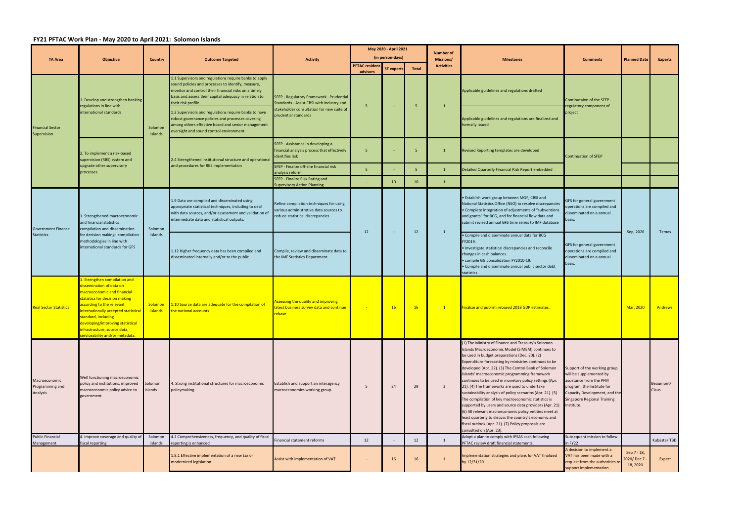# FY21 PFTAC Work Plan - May 2020 to April 2021: Solomon Islands

| TA Area | Objective | Country | Outcome Targeted | Activity | May 2020 - April 2021 (in person-days) | | | Number of Missions/ Activities | Milestones | Comments | Planned Date | Experts |
|---|---|---|---|---|---|---|---|---|---|---|---|---|
| | | | | | PFTAC resident advisors | ST experts | Total | | | | | |
| Financial Sector Supervision | 1. Develop and strengthen banking regulations in line with international standards | Solomon Islands | 1.1 Supervisors and regulations require banks to apply sound policies and processes to identify, measure, monitor and control their financial risks on a timely basis and assess their capital adequacy in relation to their risk profile | SFEP - Regulatory Framework - Prudential Standards - Assist CBSI with industry and stakeholder consultation for new suite of prudential standards | 5 | - | 5 | 1 | Applicable guidelines and regulations drafted | Continutaion of the SFEP - regulatory component of project | | |
| | | | 1.2 Supervisors and regulations require banks to have robust governance policies and processes covering among others effective board and senior management oversight and sound control environment. | | | | | | Applicable guidelines and regulations are finalized and formally issued | | | |
| | 2. To implement a risk-based supervision (RBS) system and upgrade other supervisory processes | | 2.4 Strengthened institutional structure and operational and procedures for RBS implementation | SFEP - Assistance in developing a financial analysis process that effectively identifies risk | 5 | - | 5 | 1 | Revised Reporting templates are developed | Continuation of SFEP | | |
| | | | | SFEP - Finalize off-site financial risk analysis reform | 5 | - | 5 | 1 | Detailed Quarterly Financial Risk Report embedded | | | |
| | | | | SFEP - Finalize Risk Rating and Supervisory Action Planning | - | 10 | 10 | 1 | | | | |
| Government Finance Statistics | 1. Strengthened macroeconomic and financial statistics compilation and dissemination for decision making: compilation methodologies in line with international standards for GFS | Solomon Islands | 1.9 Data are compiled and disseminated using appropriate statistical techniques, including to deal with data sources, and/or assessment and validation of intermediate data and statistical outputs. | Refine compilation techniques for using various administrative data sources to reduce statistical discrepancies | 12 | - | 12 | 1 | • Establish work group between MOF, CBSI and National Statistics Office (NSO) to resolve discrepancies<br>• Complete integration of adjustments of "subventions and grants" for BCG, and for financial flow data and submit revised annual GFS time series to IMF database | GFS for general government operations are compiled and disseminated on a annual basis. | Sep, 2020 | Temes |
| | | | 1.12 Higher frequency data has been compiled and disseminated internally and/or to the public. | Compile, review and disseminate data to the IMF Statistics Department. | | | | | • Compile and disseminate annual data for BCG FY2019.<br>• Investigate statistical discrepancies and reconcile changes in cash balances.<br>• compile GG consolidation FY2010-19.<br>• Compile and disseminate annual public sector debt statistics. | GFS for general government operations are compiled and disseminated on a annual basis. | | |
| Real Sector Statistics | 1. Strengthen compilation and dissemination of data on macroeconomic and financial statistics for decision making according to the relevant internationally accepted statistical standard, including developing/improving statistical infrastructure, source data, serviceability and/or metadata. | Solomon Islands | 1.10 Source data are adequate for the compilation of the national accounts | Assessing the quality and improving latest business survey data and continue rebase | - | 16 | 16 | 1 | Finalize and publish rebased 2018 GDP estimates. | | Mar, 2020 | Andrews |
| Macroeconomic Programming and Analysis | Well functioning macroeconomic policy and institutions: improved macroeconomic policy advice to government | Solomon Islands | 4. Strong institutional structures for macroeconomic policymaking. | Establish and support an interagency macroeconomics working group. | 5 | 24 | 29 | 3 | (1) The Ministry of Finance and Treasury's Solomon Islands Macroeconomic Model (SIMEM) continues to be used in budget preparations (Dec. 20). (2) Expenditure forecasting by ministries continues to be developed (Apr. 22). (3) The Central Bank of Solomon Islands' macroeconomic programming framework continues to be used in monetary policy settings (Apr. 21). (4) The frameworks are used to undertake sustainability analysis of policy scenarios (Apr. 21). (5) The compilation of key macroeconomic statistics is supported by users and source data providers (Apr. 21). (6) All relevant macroeconomic policy entities meet at least quarterly to discuss the country's economic and fiscal outlook (Apr. 21). (7) Policy proposals are consulted on (Apr. 23). | Support of the working group will be supplemented by assistance from the PFM program, the Institute for Capacity Development, and the Singapore Regional Training Institute. | | Beaumont/ Claus |
| Public Financial Management | 4. Improve coverage and quality of fiscal reporting | Solomon Islands | 4.2 Comprehensiveness, frequency, and quality of fiscal reporting is enhanced | Financial statement reforms | 12 | - | 12 | 1 | Adopt a plan to comply with IPSAS cash following PFTAC review draft financial statements. | Subsequent mission to follow in FY22 | | Kubasta/ TBD |
| | | | 1.8.1 Effective implementation of a new tax or modernized legislation | Assist with implementation of VAT | - | 16 | 16 | 1 | Implementation strategies and plans for VAT finalized by 12/31/20. | A decision to implement a VAT has been made with a request from the authorities to support implementation. | Sep 7 - 18, 2020/ Dec 7 - 18, 2020 | Expert |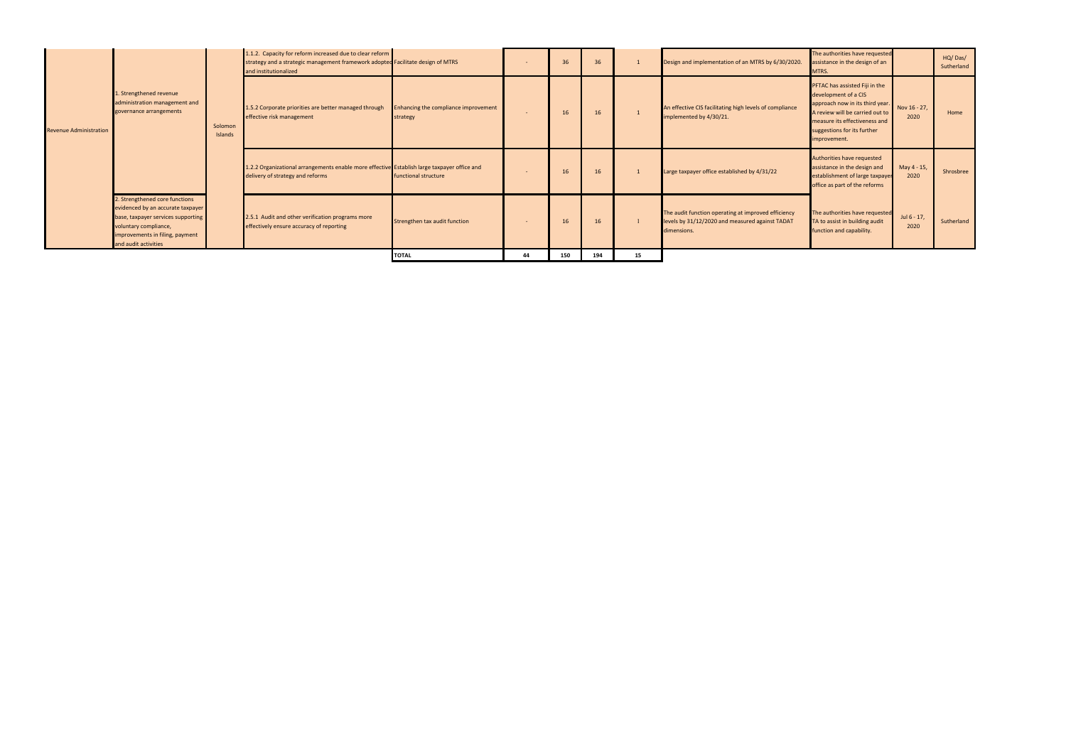| | | | | | | | | | | | | |
|---|---|---|---|---|---|---|---|---|---|---|---|---|
| Revenue Administration | 1. Strengthened revenue administration management and governance arrangements | Solomon Islands | 1.1.2. Capacity for reform increased due to clear reform strategy and a strategic management framework adopted and institutionalized | Facilitate design of MTRS | - | 36 | 36 | 1 | Design and implementation of an MTRS by 6/30/2020. | The authorities have requested assistance in the design of an MTRS. | | HQ/ Das/ Sutherland |
| | | | 1.5.2 Corporate priorities are better managed through effective risk management | Enhancing the compliance improvement strategy | - | 16 | 16 | 1 | An effective CIS facilitating high levels of compliance implemented by 4/30/21. | PFTAC has assisted Fiji in the development of a CIS approach now in its third year. A review will be carried out to measure its effectiveness and suggestions for its further improvement. | Nov 16 - 27, 2020 | Home |
| | | | 1.2.2 Organizational arrangements enable more effective delivery of strategy and reforms | Establish large taxpayer office and functional structure | - | 16 | 16 | 1 | Large taxpayer office established by 4/31/22 | Authorities have requested assistance in the design and establishment of large taxpayer office as part of the reforms | May 4 - 15, 2020 | Shrosbree |
| | 2. Strengthened core functions evidenced by an accurate taxpayer base, taxpayer services supporting voluntary compliance, improvements in filing, payment and audit activities | | 2.5.1 Audit and other verification programs more effectively ensure accuracy of reporting | Strengthen tax audit function | - | 16 | 16 | 1 | The audit function operating at improved efficiency levels by 31/12/2020 and measured against TADAT dimensions. | The authorities have requested TA to assist in building audit function and capability. | Jul 6 - 17, 2020 | Sutherland |
| | | | | TOTAL | 44 | 150 | 194 | 15 | | | | |